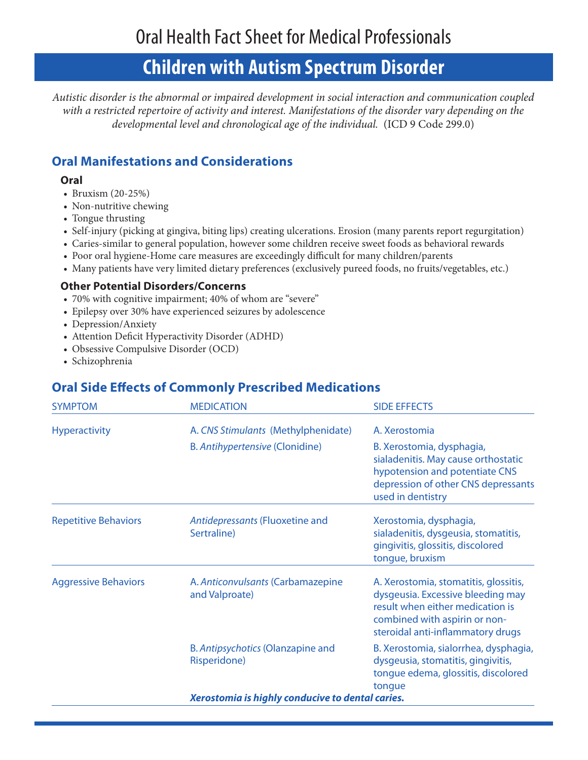# Oral Health Fact Sheet for Medical Professionals

## Children with Autism Spectrum Disorder

*Autistic disorder is the abnormal or impaired development in social interaction and communication coupled with a restricted repertoire of activity and interest. Manifestations of the disorder vary depending on the developmental level and chronological age of the individual.* (ICD 9 Code 299.0)

### Oral Manifestations and Considerations

**Oral**

- Bruxism (20-25%)
- Non-nutritive chewing
- Tongue thrusting
- Self-injury (picking at gingiva, biting lips) creating ulcerations. Erosion (many parents report regurgitation)
- Caries-similar to general population, however some children receive sweet foods as behavioral rewards
- Poor oral hygiene-Home care measures are exceedingly difficult for many children/parents
- Many patients have very limited dietary preferences (exclusively pureed foods, no fruits/vegetables, etc.)

**Other Potential Disorders/Concerns**

- 70% with cognitive impairment; 40% of whom are "severe"
- Epilepsy over 30% have experienced seizures by adolescence
- Depression/Anxiety
- Attention Deficit Hyperactivity Disorder (ADHD)
- Obsessive Compulsive Disorder (OCD)
- Schizophrenia

### Oral Side Effects of Commonly Prescribed Medications

| SYMPTOM | MEDICATION | SIDE EFFECTS |
|---|---|---|
| Hyperactivity | A. *CNS Stimulants* (Methylphenidate) | A. Xerostomia |
| | B. *Antihypertensive* (Clonidine) | B. Xerostomia, dysphagia, sialadenitis. May cause orthostatic hypotension and potentiate CNS depression of other CNS depressants used in dentistry |
| Repetitive Behaviors | *Antidepressants* (Fluoxetine and Sertraline) | Xerostomia, dysphagia, sialadenitis, dysgeusia, stomatitis, gingivitis, glossitis, discolored tongue, bruxism |
| Aggressive Behaviors | A. *Anticonvulsants* (Carbamazepine and Valproate) | A. Xerostomia, stomatitis, glossitis, dysgeusia. Excessive bleeding may result when either medication is combined with aspirin or non-steroidal anti-inflammatory drugs |
| | B. *Antipsychotics* (Olanzapine and Risperidone) | B. Xerostomia, sialorrhea, dysphagia, dysgeusia, stomatitis, gingivitis, tongue edema, glossitis, discolored tongue |

***Xerostomia is highly conducive to dental caries.***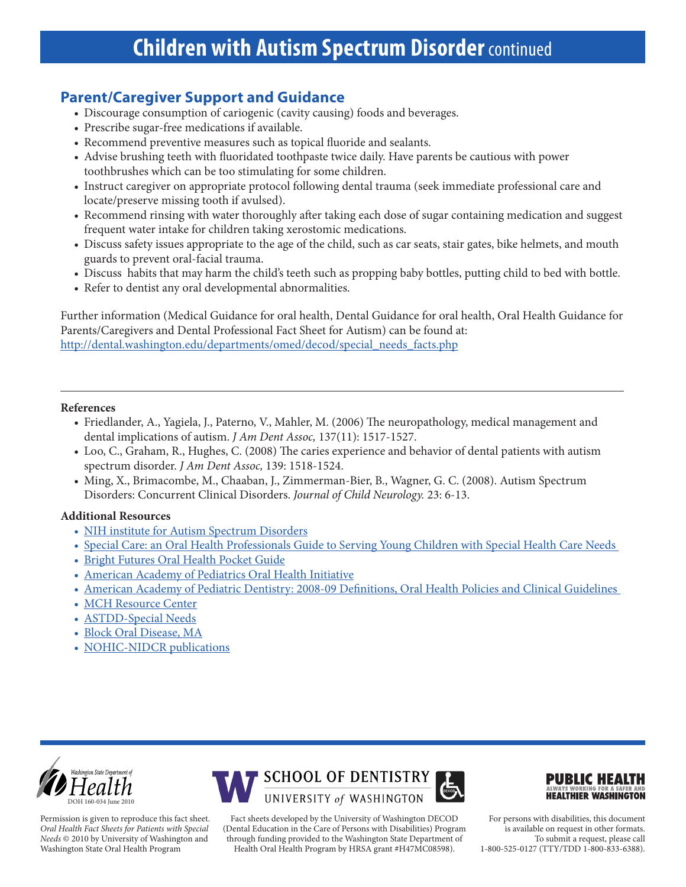# Children with Autism Spectrum Disorder continued

## Parent/Caregiver Support and Guidance

- Discourage consumption of cariogenic (cavity causing) foods and beverages.
- Prescribe sugar-free medications if available.
- Recommend preventive measures such as topical fluoride and sealants.
- Advise brushing teeth with fluoridated toothpaste twice daily. Have parents be cautious with power toothbrushes which can be too stimulating for some children.
- Instruct caregiver on appropriate protocol following dental trauma (seek immediate professional care and locate/preserve missing tooth if avulsed).
- Recommend rinsing with water thoroughly after taking each dose of sugar containing medication and suggest frequent water intake for children taking xerostomic medications.
- Discuss safety issues appropriate to the age of the child, such as car seats, stair gates, bike helmets, and mouth guards to prevent oral-facial trauma.
- Discuss habits that may harm the child's teeth such as propping baby bottles, putting child to bed with bottle.
- Refer to dentist any oral developmental abnormalities.

Further information (Medical Guidance for oral health, Dental Guidance for oral health, Oral Health Guidance for Parents/Caregivers and Dental Professional Fact Sheet for Autism) can be found at: http://dental.washington.edu/departments/omed/decod/special_needs_facts.php

---

**References**

- Friedlander, A., Yagiela, J., Paterno, V., Mahler, M. (2006) The neuropathology, medical management and dental implications of autism. *J Am Dent Assoc,* 137(11): 1517-1527.
- Loo, C., Graham, R., Hughes, C. (2008) The caries experience and behavior of dental patients with autism spectrum disorder. *J Am Dent Assoc,* 139: 1518-1524.
- Ming, X., Brimacombe, M., Chaaban, J., Zimmerman-Bier, B., Wagner, G. C. (2008). Autism Spectrum Disorders: Concurrent Clinical Disorders. *Journal of Child Neurology.* 23: 6-13.

**Additional Resources**

- NIH institute for Autism Spectrum Disorders
- Special Care: an Oral Health Professionals Guide to Serving Young Children with Special Health Care Needs
- Bright Futures Oral Health Pocket Guide
- American Academy of Pediatrics Oral Health Initiative
- American Academy of Pediatric Dentistry: 2008-09 Definitions, Oral Health Policies and Clinical Guidelines
- MCH Resource Center
- ASTDD-Special Needs
- Block Oral Disease, MA
- NOHIC-NIDCR publications

Washington State Department of Health
DOH 160-034 June 2010

SCHOOL OF DENTISTRY
UNIVERSITY *of* WASHINGTON

PUBLIC HEALTH
ALWAYS WORKING FOR A SAFER AND HEALTHIER WASHINGTON

Permission is given to reproduce this fact sheet. *Oral Health Fact Sheets for Patients with Special Needs* © 2010 by University of Washington and Washington State Oral Health Program

Fact sheets developed by the University of Washington DECOD (Dental Education in the Care of Persons with Disabilities) Program through funding provided to the Washington State Department of Health Oral Health Program by HRSA grant #H47MC08598).

For persons with disabilities, this document is available on request in other formats. To submit a request, please call 1-800-525-0127 (TTY/TDD 1-800-833-6388).